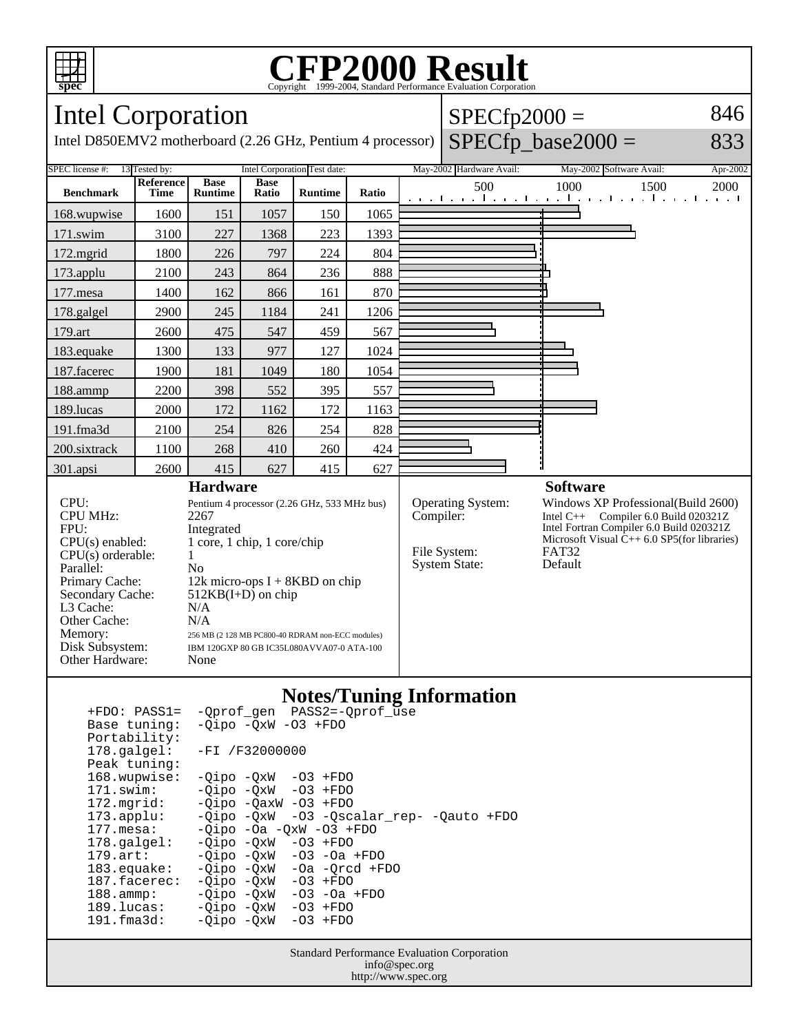# CFP2000 Result

Copyright 1999-2004, Standard Performance Evaluation Corporation

## Intel Corporation

Intel D850EMV2 motherboard (2.26 GHz, Pentium 4 processor)

SPECfp2000 = 846

SPECfp_base2000 = 833

| SPEC license #: | 13 | Tested by: | Intel Corporation | Test date: | May-2002 | Hardware Avail: | May-2002 | Software Avail: | Apr-2002 |
|---|---|---|---|---|---|---|---|---|---|

| Benchmark | Reference Time | Base Runtime | Base Ratio | Runtime | Ratio |
|---|---|---|---|---|---|
| 168.wupwise | 1600 | 151 | 1057 | 150 | 1065 |
| 171.swim | 3100 | 227 | 1368 | 223 | 1393 |
| 172.mgrid | 1800 | 226 | 797 | 224 | 804 |
| 173.applu | 2100 | 243 | 864 | 236 | 888 |
| 177.mesa | 1400 | 162 | 866 | 161 | 870 |
| 178.galgel | 2900 | 245 | 1184 | 241 | 1206 |
| 179.art | 2600 | 475 | 547 | 459 | 567 |
| 183.equake | 1300 | 133 | 977 | 127 | 1024 |
| 187.facerec | 1900 | 181 | 1049 | 180 | 1054 |
| 188.ammp | 2200 | 398 | 552 | 395 | 557 |
| 189.lucas | 2000 | 172 | 1162 | 172 | 1163 |
| 191.fma3d | 2100 | 254 | 826 | 254 | 828 |
| 200.sixtrack | 1100 | 268 | 410 | 260 | 424 |
| 301.apsi | 2600 | 415 | 627 | 415 | 627 |

### Hardware

| | |
|---|---|
| CPU: | Pentium 4 processor (2.26 GHz, 533 MHz bus) |
| CPU MHz: | 2267 |
| FPU: | Integrated |
| CPU(s) enabled: | 1 core, 1 chip, 1 core/chip |
| CPU(s) orderable: | 1 |
| Parallel: | No |
| Primary Cache: | 12k micro-ops I + 8KBD on chip |
| Secondary Cache: | 512KB(I+D) on chip |
| L3 Cache: | N/A |
| Other Cache: | N/A |
| Memory: | 256 MB (2 128 MB PC800-40 RDRAM non-ECC modules) |
| Disk Subsystem: | IBM 120GXP 80 GB IC35L080AVVA07-0 ATA-100 |
| Other Hardware: | None |

### Software

| | |
|---|---|
| Operating System: | Windows XP Professional(Build 2600) |
| Compiler: | Intel C++ Compiler 6.0 Build 020321Z<br>Intel Fortran Compiler 6.0 Build 020321Z<br>Microsoft Visual C++ 6.0 SP5(for libraries) |
| File System: | FAT32 |
| System State: | Default |

### Notes/Tuning Information

```
+FDO: PASS1=   -Qprof_gen  PASS2=-Qprof_use
Base tuning:   -Qipo -QxW -O3 +FDO
Portability:
178.galgel:    -FI /F32000000
Peak tuning:
168.wupwise:   -Qipo -QxW  -O3 +FDO
171.swim:      -Qipo -QxW  -O3 +FDO
172.mgrid:     -Qipo -QaxW -O3 +FDO
173.applu:     -Qipo -QxW  -O3 -Qscalar_rep- -Qauto +FDO
177.mesa:      -Qipo -Oa -QxW -O3 +FDO
178.galgel:    -Qipo -QxW  -O3 +FDO
179.art:       -Qipo -QxW  -O3 -Oa +FDO
183.equake:    -Qipo -QxW  -Oa -Qrcd +FDO
187.facerec:   -Qipo -QxW  -O3 +FDO
188.ammp:      -Qipo -QxW  -O3 -Oa +FDO
189.lucas:     -Qipo -QxW  -O3 +FDO
191.fma3d:     -Qipo -QxW  -O3 +FDO
```

Standard Performance Evaluation Corporation
info@spec.org
http://www.spec.org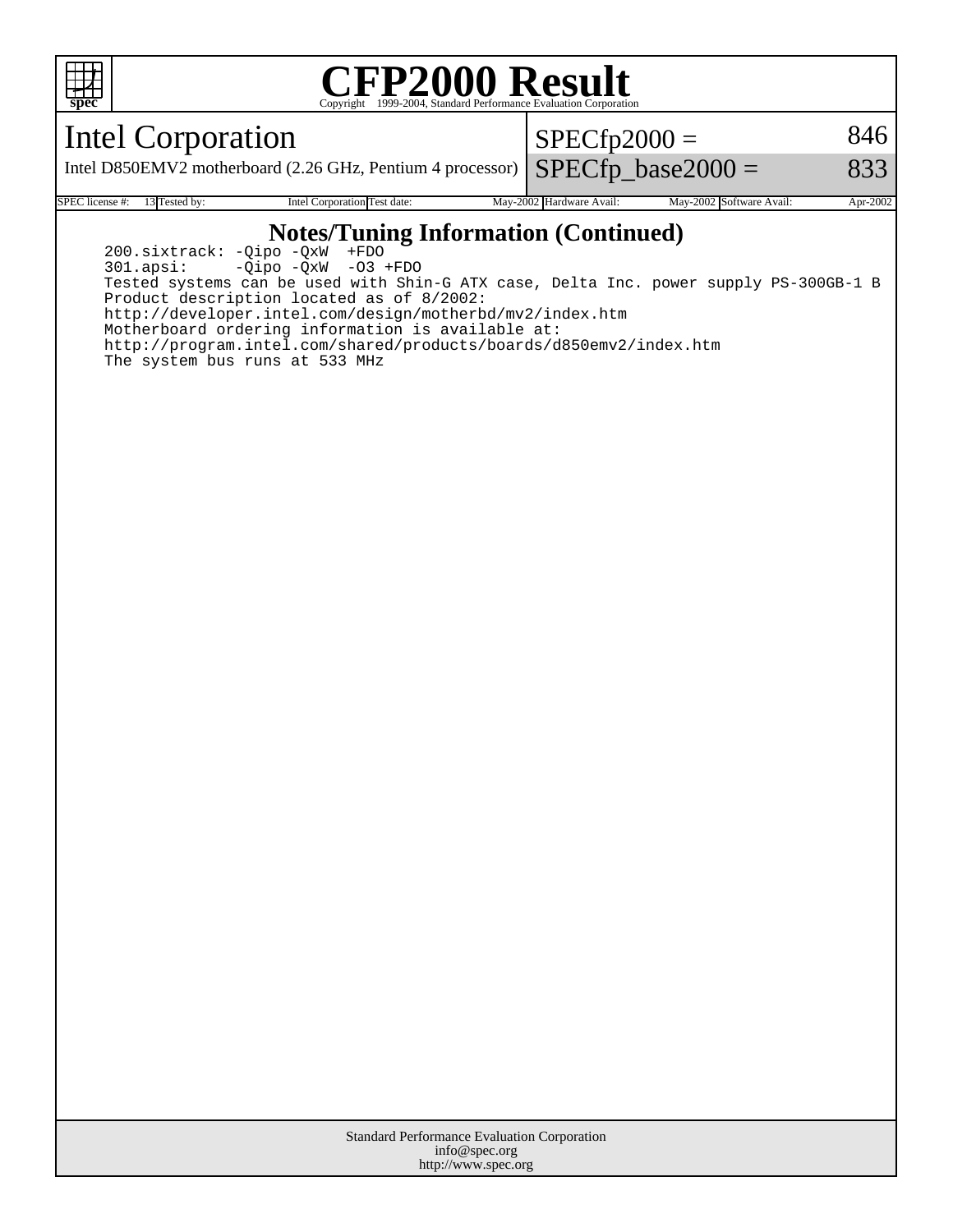# CFP2000 Result

Copyright 1999-2004, Standard Performance Evaluation Corporation

## Intel Corporation

Intel D850EMV2 motherboard (2.26 GHz, Pentium 4 processor)

SPECfp2000 = 846

SPECfp_base2000 = 833

| SPEC license #: | 13 | Tested by: | Intel Corporation | Test date: | May-2002 | Hardware Avail: | May-2002 | Software Avail: | Apr-2002 |
|---|---|---|---|---|---|---|---|---|---|

### Notes/Tuning Information (Continued)

```
200.sixtrack: -Qipo -QxW  +FDO
301.apsi:     -Qipo -QxW  -O3 +FDO
Tested systems can be used with Shin-G ATX case, Delta Inc. power supply PS-300GB-1 B
Product description located as of 8/2002:
http://developer.intel.com/design/motherbd/mv2/index.htm
Motherboard ordering information is available at:
http://program.intel.com/shared/products/boards/d850emv2/index.htm
The system bus runs at 533 MHz
```

Standard Performance Evaluation Corporation
info@spec.org
http://www.spec.org